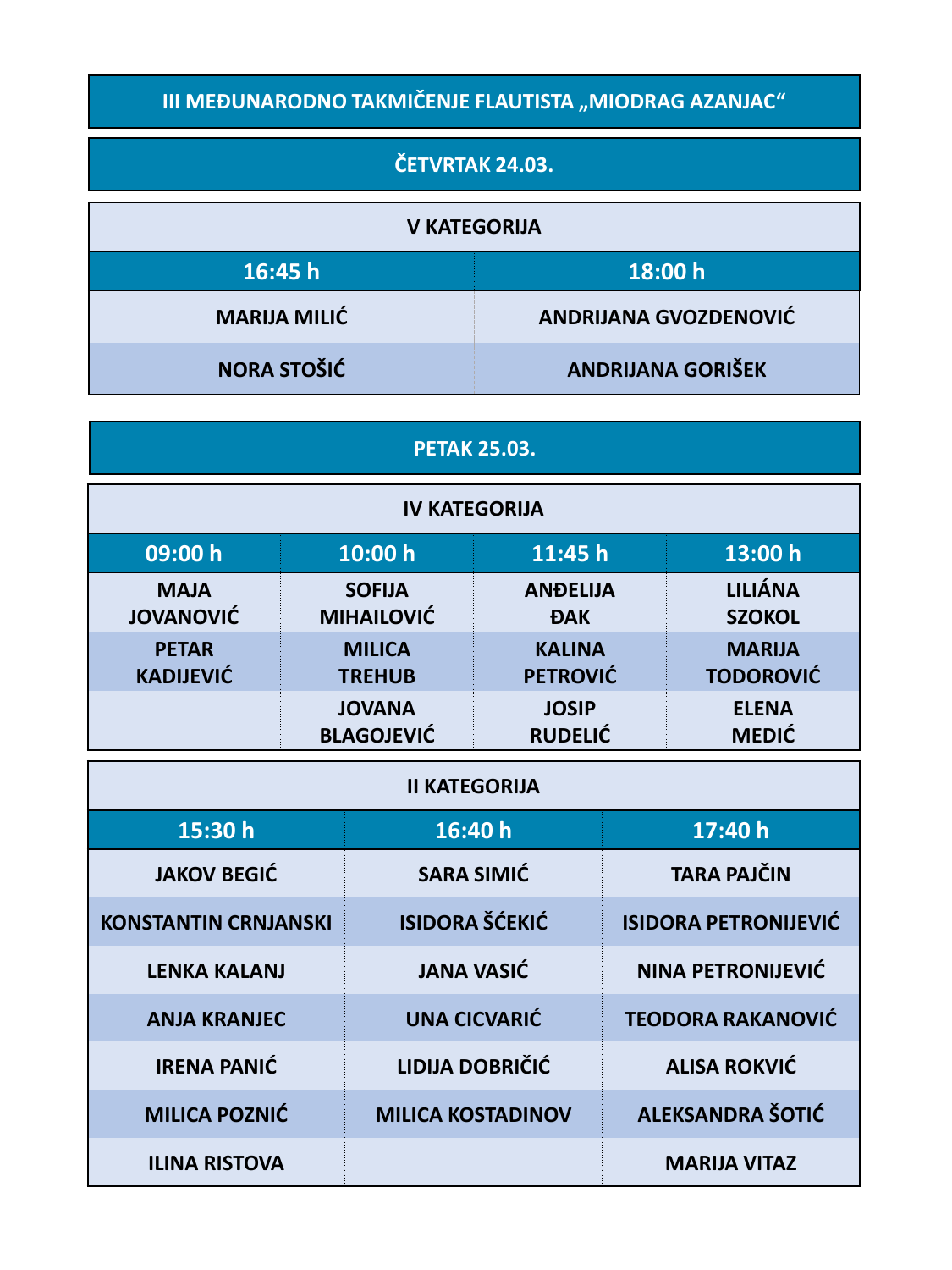# III MEĐUNARODNO TAKMIČENJE FLAUTISTA „MIODRAG AZANJAC“

## ČETVRTAK 24.03.

### V KATEGORIJA

| 16:45 h | 18:00 h |
| --- | --- |
| MARIJA MILIĆ | ANDRIJANA GVOZDENOVIĆ |
| NORA STOŠIĆ | ANDRIJANA GORIŠEK |

## PETAK 25.03.

### IV KATEGORIJA

| 09:00 h | 10:00 h | 11:45 h | 13:00 h |
| --- | --- | --- | --- |
| MAJA JOVANOVIĆ | SOFIJA MIHAILOVIĆ | ANĐELIJA ĐAK | LILIÁNA SZOKOL |
| PETAR KADIJEVIĆ | MILICA TREHUB | KALINA PETROVIĆ | MARIJA TODOROVIĆ |
| | JOVANA BLAGOJEVIĆ | JOSIP RUDELIĆ | ELENA MEDIĆ |

### II KATEGORIJA

| 15:30 h | 16:40 h | 17:40 h |
| --- | --- | --- |
| JAKOV BEGIĆ | SARA SIMIĆ | TARA PAJČIN |
| KONSTANTIN CRNJANSKI | ISIDORA ŠĆEKIĆ | ISIDORA PETRONIJEVIĆ |
| LENKA KALANJ | JANA VASIĆ | NINA PETRONIJEVIĆ |
| ANJA KRANJEC | UNA CICVARIĆ | TEODORA RAKANOVIĆ |
| IRENA PANIĆ | LIDIJA DOBRIČIĆ | ALISA ROKVIĆ |
| MILICA POZNIĆ | MILICA KOSTADINOV | ALEKSANDRA ŠOTIĆ |
| ILINA RISTOVA | | MARIJA VITAZ |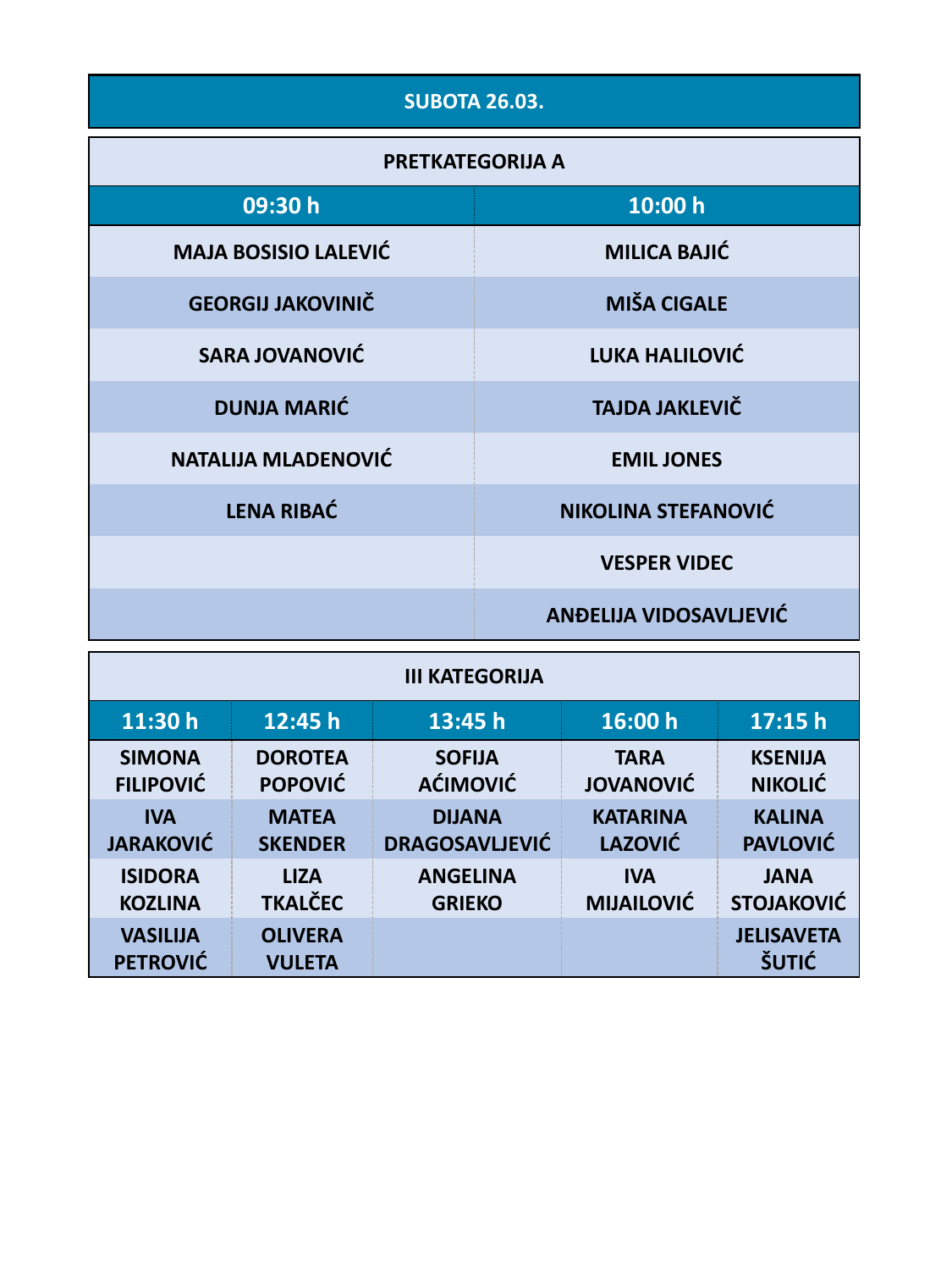## SUBOTA 26.03.

### PRETKATEGORIJA A

| 09:30 h | 10:00 h |
|---|---|
| MAJA BOSISIO LALEVIĆ | MILICA BAJIĆ |
| GEORGIJ JAKOVINIČ | MIŠA CIGALE |
| SARA JOVANOVIĆ | LUKA HALILOVIĆ |
| DUNJA MARIĆ | TAJDA JAKLEVIČ |
| NATALIJA MLADENOVIĆ | EMIL JONES |
| LENA RIBAĆ | NIKOLINA STEFANOVIĆ |
| | VESPER VIDEC |
| | ANĐELIJA VIDOSAVLJEVIĆ |

### III KATEGORIJA

| 11:30 h | 12:45 h | 13:45 h | 16:00 h | 17:15 h |
|---|---|---|---|---|
| SIMONA FILIPOVIĆ | DOROTEA POPOVIĆ | SOFIJA AĆIMOVIĆ | TARA JOVANOVIĆ | KSENIJA NIKOLIĆ |
| IVA JARAKOVIĆ | MATEA SKENDER | DIJANA DRAGOSAVLJEVIĆ | KATARINA LAZOVIĆ | KALINA PAVLOVIĆ |
| ISIDORA KOZLINA | LIZA TKALČEC | ANGELINA GRIEKO | IVA MIJAILOVIĆ | JANA STOJAKOVIĆ |
| VASILIJA PETROVIĆ | OLIVERA VULETA | | | JELISAVETA ŠUTIĆ |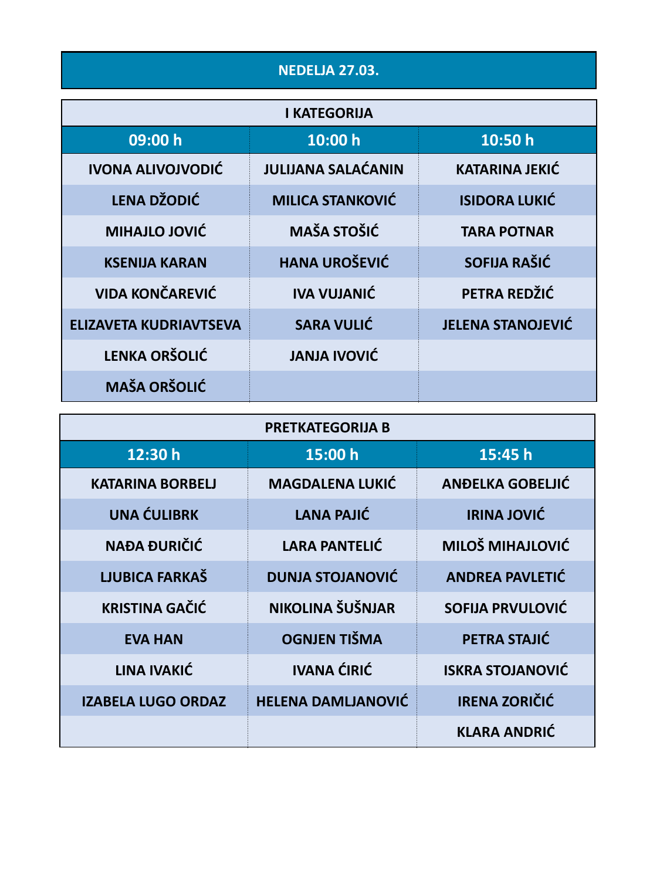## NEDELJA 27.03.

| I KATEGORIJA | | |
|---|---|---|
| **09:00 h** | **10:00 h** | **10:50 h** |
| IVONA ALIVOJVODIĆ | JULIJANA SALAĆANIN | KATARINA JEKIĆ |
| LENA DŽODIĆ | MILICA STANKOVIĆ | ISIDORA LUKIĆ |
| MIHAJLO JOVIĆ | MAŠA STOŠIĆ | TARA POTNAR |
| KSENIJA KARAN | HANA UROŠEVIĆ | SOFIJA RAŠIĆ |
| VIDA KONČAREVIĆ | IVA VUJANIĆ | PETRA REDŽIĆ |
| ELIZAVETA KUDRIAVTSEVA | SARA VULIĆ | JELENA STANOJEVIĆ |
| LENKA ORŠOLIĆ | JANJA IVOVIĆ | |
| MAŠA ORŠOLIĆ | | |

| PRETKATEGORIJA B | | |
|---|---|---|
| **12:30 h** | **15:00 h** | **15:45 h** |
| KATARINA BORBELJ | MAGDALENA LUKIĆ | ANĐELKA GOBELJIĆ |
| UNA ĆULIBRK | LANA PAJIĆ | IRINA JOVIĆ |
| NAĐA ĐURIČIĆ | LARA PANTELIĆ | MILOŠ MIHAJLOVIĆ |
| LJUBICA FARKAŠ | DUNJA STOJANOVIĆ | ANDREA PAVLETIĆ |
| KRISTINA GAČIĆ | NIKOLINA ŠUŠNJAR | SOFIJA PRVULOVIĆ |
| EVA HAN | OGNJEN TIŠMA | PETRA STAJIĆ |
| LINA IVAKIĆ | IVANA ĆIRIĆ | ISKRA STOJANOVIĆ |
| IZABELA LUGO ORDAZ | HELENA DAMLJANOVIĆ | IRENA ZORIČIĆ |
| | | KLARA ANDRIĆ |